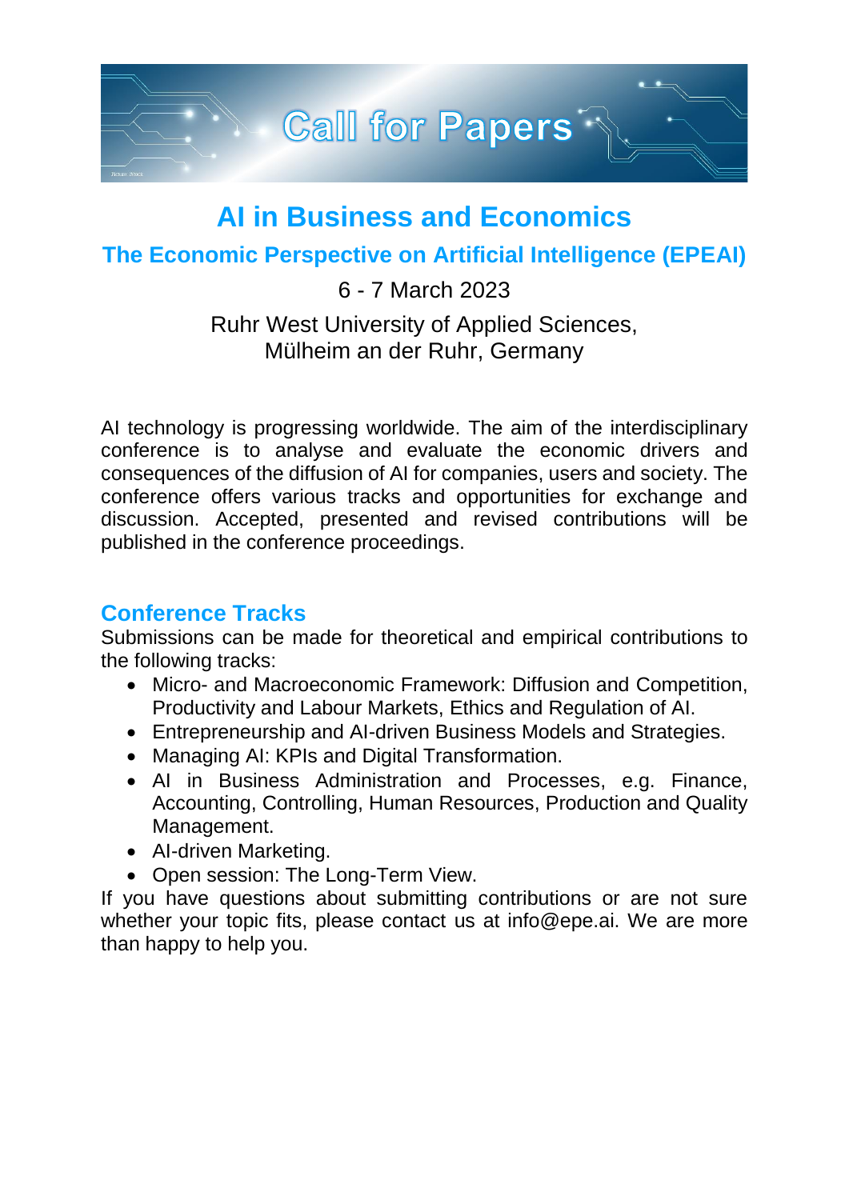# Call for Papers

# AI in Business and Economics

## The Economic Perspective on Artificial Intelligence (EPEAI)

6 - 7 March 2023

Ruhr West University of Applied Sciences,
Mülheim an der Ruhr, Germany

AI technology is progressing worldwide. The aim of the interdisciplinary conference is to analyse and evaluate the economic drivers and consequences of the diffusion of AI for companies, users and society. The conference offers various tracks and opportunities for exchange and discussion. Accepted, presented and revised contributions will be published in the conference proceedings.

## Conference Tracks

Submissions can be made for theoretical and empirical contributions to the following tracks:

- Micro- and Macroeconomic Framework: Diffusion and Competition, Productivity and Labour Markets, Ethics and Regulation of AI.
- Entrepreneurship and AI-driven Business Models and Strategies.
- Managing AI: KPIs and Digital Transformation.
- AI in Business Administration and Processes, e.g. Finance, Accounting, Controlling, Human Resources, Production and Quality Management.
- AI-driven Marketing.
- Open session: The Long-Term View.

If you have questions about submitting contributions or are not sure whether your topic fits, please contact us at info@epe.ai. We are more than happy to help you.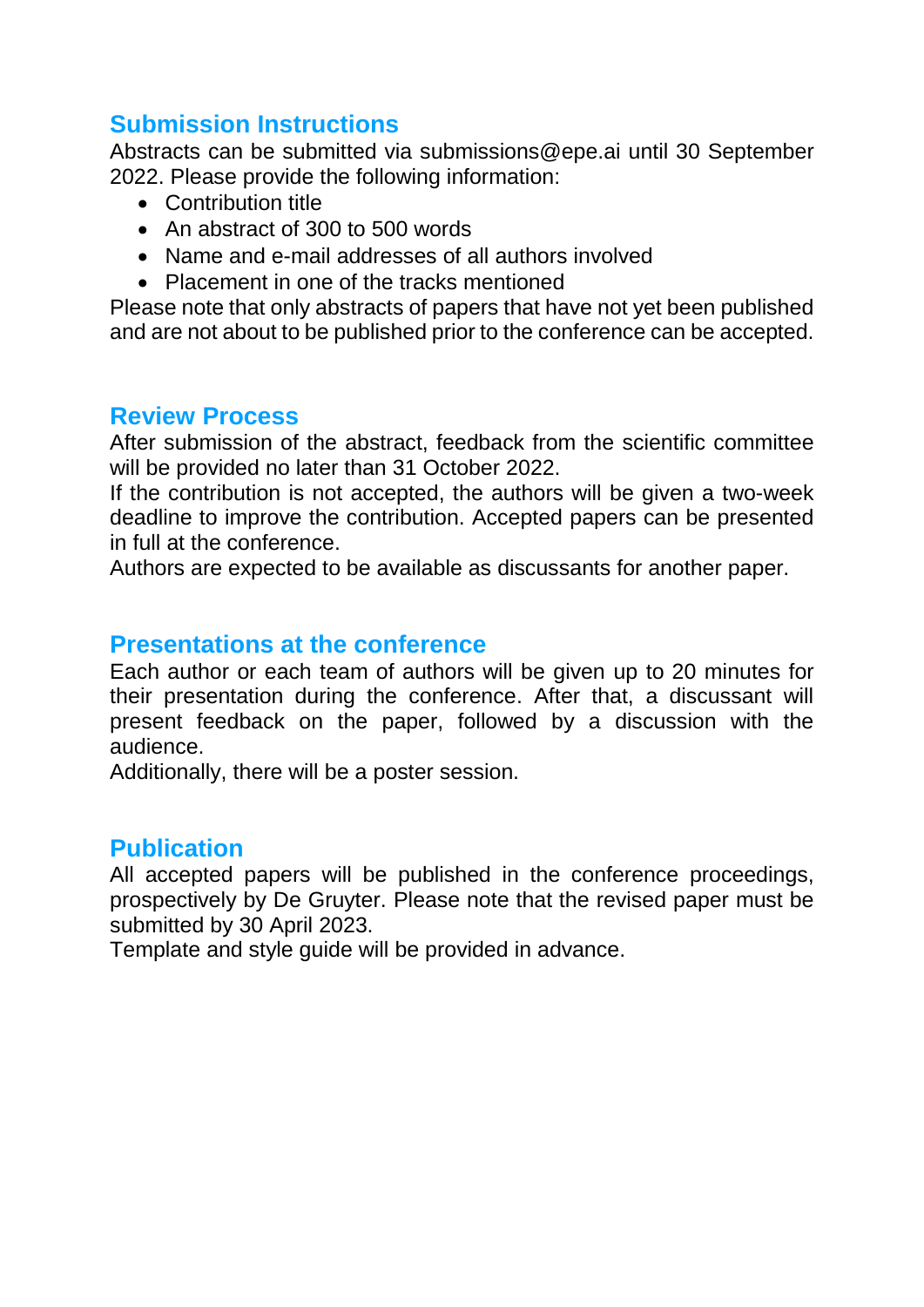## Submission Instructions

Abstracts can be submitted via submissions@epe.ai until 30 September 2022. Please provide the following information:

- Contribution title
- An abstract of 300 to 500 words
- Name and e-mail addresses of all authors involved
- Placement in one of the tracks mentioned

Please note that only abstracts of papers that have not yet been published and are not about to be published prior to the conference can be accepted.

## Review Process

After submission of the abstract, feedback from the scientific committee will be provided no later than 31 October 2022.

If the contribution is not accepted, the authors will be given a two-week deadline to improve the contribution. Accepted papers can be presented in full at the conference.

Authors are expected to be available as discussants for another paper.

## Presentations at the conference

Each author or each team of authors will be given up to 20 minutes for their presentation during the conference. After that, a discussant will present feedback on the paper, followed by a discussion with the audience.

Additionally, there will be a poster session.

## Publication

All accepted papers will be published in the conference proceedings, prospectively by De Gruyter. Please note that the revised paper must be submitted by 30 April 2023.

Template and style guide will be provided in advance.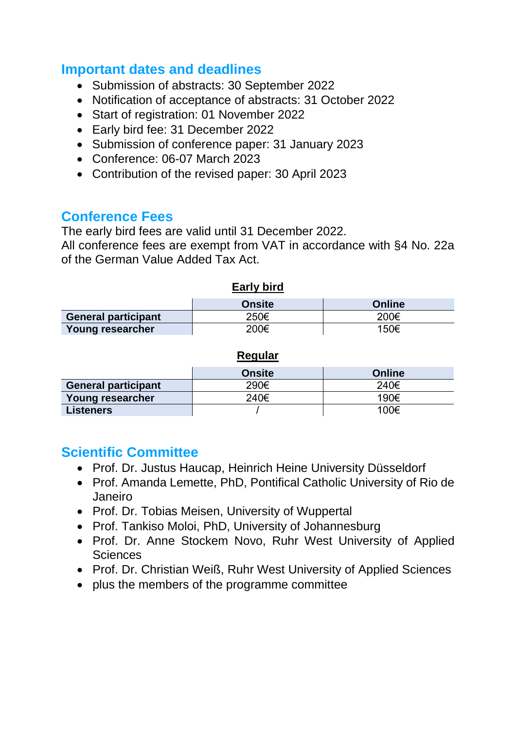## Important dates and deadlines

- Submission of abstracts: 30 September 2022
- Notification of acceptance of abstracts: 31 October 2022
- Start of registration: 01 November 2022
- Early bird fee: 31 December 2022
- Submission of conference paper: 31 January 2023
- Conference: 06-07 March 2023
- Contribution of the revised paper: 30 April 2023

## Conference Fees

The early bird fees are valid until 31 December 2022.
All conference fees are exempt from VAT in accordance with §4 No. 22a of the German Value Added Tax Act.

**Early bird**

| | Onsite | Online |
|---|---|---|
| **General participant** | 250€ | 200€ |
| **Young researcher** | 200€ | 150€ |

**Regular**

| | Onsite | Online |
|---|---|---|
| **General participant** | 290€ | 240€ |
| **Young researcher** | 240€ | 190€ |
| **Listeners** | / | 100€ |

## Scientific Committee

- Prof. Dr. Justus Haucap, Heinrich Heine University Düsseldorf
- Prof. Amanda Lemette, PhD, Pontifical Catholic University of Rio de Janeiro
- Prof. Dr. Tobias Meisen, University of Wuppertal
- Prof. Tankiso Moloi, PhD, University of Johannesburg
- Prof. Dr. Anne Stockem Novo, Ruhr West University of Applied Sciences
- Prof. Dr. Christian Weiß, Ruhr West University of Applied Sciences
- plus the members of the programme committee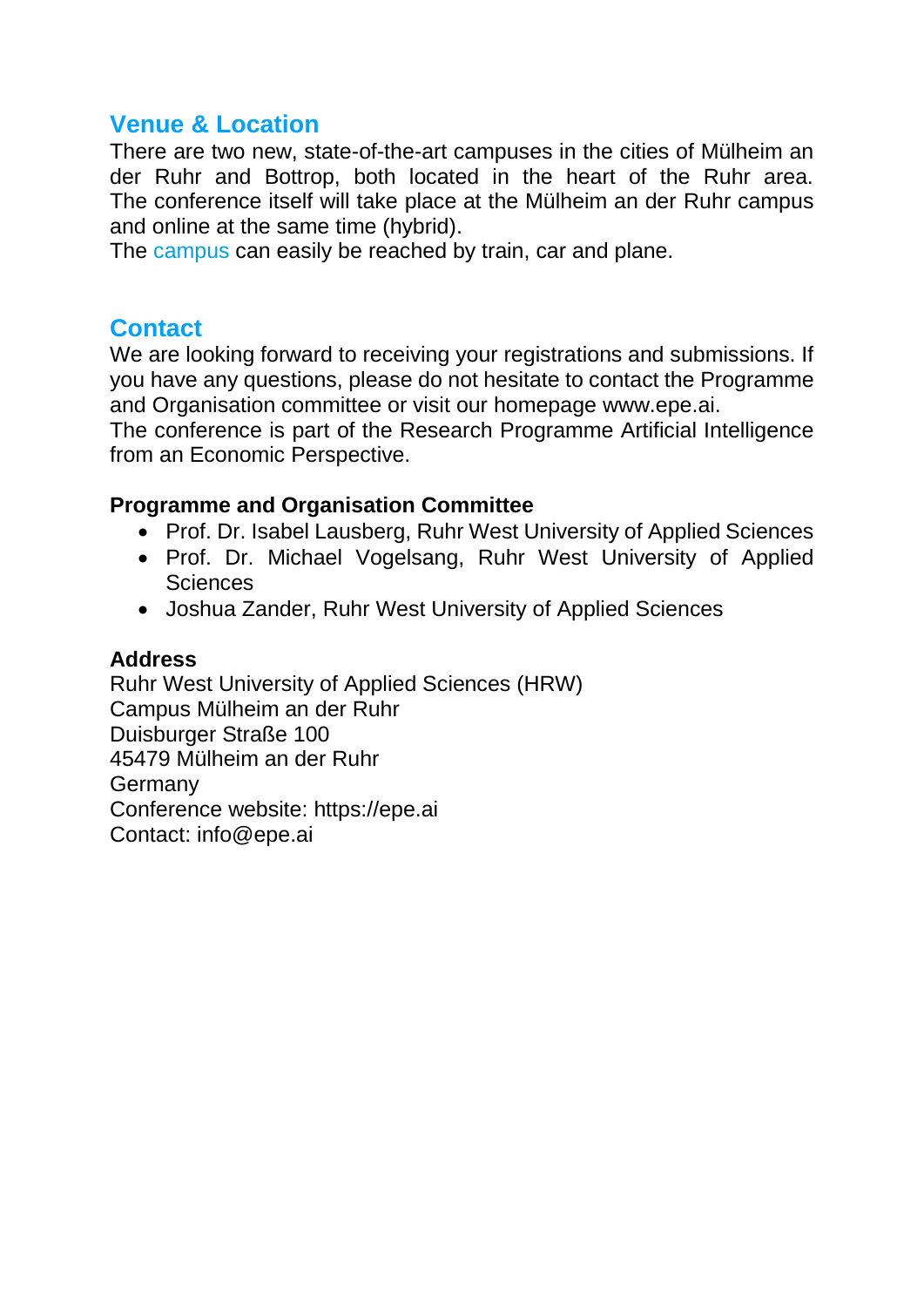## Venue & Location

There are two new, state-of-the-art campuses in the cities of Mülheim an der Ruhr and Bottrop, both located in the heart of the Ruhr area. The conference itself will take place at the Mülheim an der Ruhr campus and online at the same time (hybrid).
The campus can easily be reached by train, car and plane.

## Contact

We are looking forward to receiving your registrations and submissions. If you have any questions, please do not hesitate to contact the Programme and Organisation committee or visit our homepage www.epe.ai.
The conference is part of the Research Programme Artificial Intelligence from an Economic Perspective.

**Programme and Organisation Committee**

- Prof. Dr. Isabel Lausberg, Ruhr West University of Applied Sciences
- Prof. Dr. Michael Vogelsang, Ruhr West University of Applied Sciences
- Joshua Zander, Ruhr West University of Applied Sciences

**Address**

Ruhr West University of Applied Sciences (HRW)
Campus Mülheim an der Ruhr
Duisburger Straße 100
45479 Mülheim an der Ruhr
Germany
Conference website: https://epe.ai
Contact: info@epe.ai